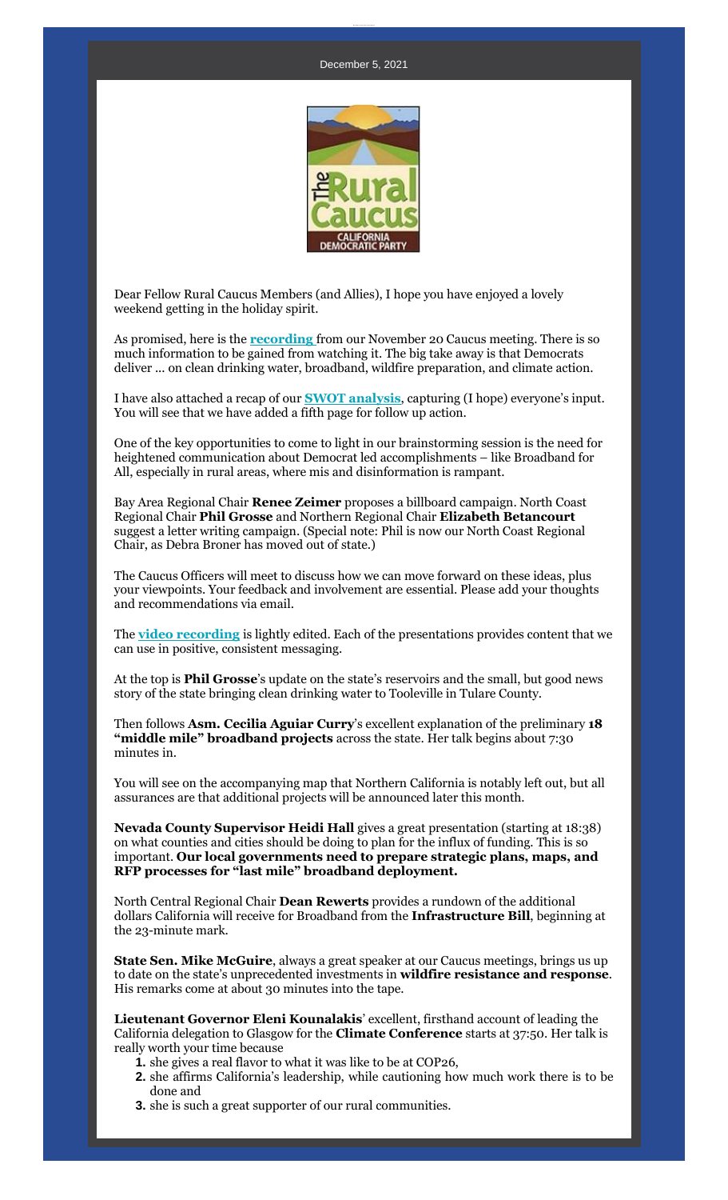December 5, 2021

Dear Fellow Rural Caucus Members (and Allies), I hope you have enjoyed a lovely weekend getting in the holiday spirit.

As promised, here is the **recording** from our November 20 Caucus meeting. There is so much information to be gained from watching it. The big take away is that Democrats deliver ... on clean drinking water, broadband, wildfire preparation, and climate action.

I have also attached a recap of our **SWOT analysis**, capturing (I hope) everyone's input. You will see that we have added a fifth page for follow up action.

One of the key opportunities to come to light in our brainstorming session is the need for heightened communication about Democrat led accomplishments – like Broadband for All, especially in rural areas, where mis and disinformation is rampant.

Bay Area Regional Chair **Renee Zeimer** proposes a billboard campaign. North Coast Regional Chair **Phil Grosse** and Northern Regional Chair **Elizabeth Betancourt** suggest a letter writing campaign. (Special note: Phil is now our North Coast Regional Chair, as Debra Broner has moved out of state.)

The Caucus Officers will meet to discuss how we can move forward on these ideas, plus your viewpoints. Your feedback and involvement are essential. Please add your thoughts and recommendations via email.

The **video recording** is lightly edited. Each of the presentations provides content that we can use in positive, consistent messaging.

At the top is **Phil Grosse**'s update on the state's reservoirs and the small, but good news story of the state bringing clean drinking water to Tooleville in Tulare County.

Then follows **Asm. Cecilia Aguiar Curry**'s excellent explanation of the preliminary **18 "middle mile" broadband projects** across the state. Her talk begins about 7:30 minutes in.

You will see on the accompanying map that Northern California is notably left out, but all assurances are that additional projects will be announced later this month.

**Nevada County Supervisor Heidi Hall** gives a great presentation (starting at 18:38) on what counties and cities should be doing to plan for the influx of funding. This is so important. **Our local governments need to prepare strategic plans, maps, and RFP processes for "last mile" broadband deployment.**

North Central Regional Chair **Dean Rewerts** provides a rundown of the additional dollars California will receive for Broadband from the **Infrastructure Bill**, beginning at the 23-minute mark.

**State Sen. Mike McGuire**, always a great speaker at our Caucus meetings, brings us up to date on the state's unprecedented investments in **wildfire resistance and response**. His remarks come at about 30 minutes into the tape.

**Lieutenant Governor Eleni Kounalakis**' excellent, firsthand account of leading the California delegation to Glasgow for the **Climate Conference** starts at 37:50. Her talk is really worth your time because

1. she gives a real flavor to what it was like to be at COP26,
2. she affirms California's leadership, while cautioning how much work there is to be done and
3. she is such a great supporter of our rural communities.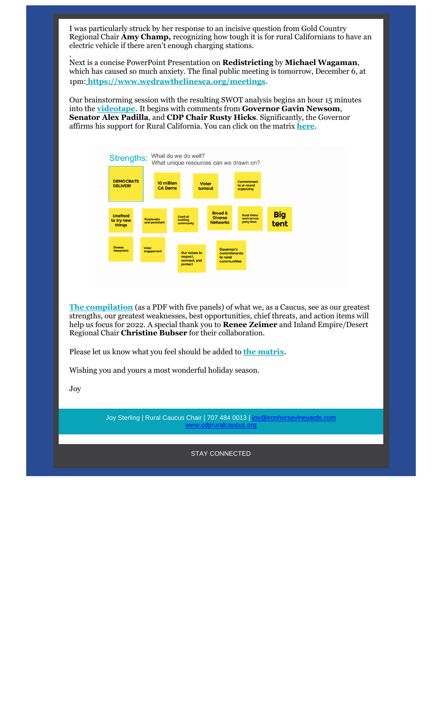I was particularly struck by her response to an incisive question from Gold Country Regional Chair **Amy Champ,** recognizing how tough it is for rural Californians to have an electric vehicle if there aren't enough charging stations.

.

Next is a concise PowerPoint Presentation on **Redistricting** by **Michael Wagaman**, which has caused so much anxiety. The final public meeting is tomorrow, December 6, at 1pm: **https://www.wedrawthelinesca.org/meetings.**

Our brainstorming session with the resulting SWOT analysis begins an hour 15 minutes into the **videotape.** It begins with comments from **Governor Gavin Newsom**, **Senator Alex Padilla**, and **CDP Chair Rusty Hicks**. Significantly, the Governor affirms his support for Rural California. You can click on the matrix **here**.

Strengths: What do we do well? What unique resources can we drawn on?

DEMOCRATS DELIVER!

10 million CA Dems

Voter turnout

Commitment to yr-round organizing

Unafraid to try new things

Passionate and persistent

Good at building community

Broad & Diverse Networks

Rural Dems work across party lines

Big tent

Diverse viewpoints

Voter engagement

Our values to respect, connect, and protect

Governor's commitments to rural communities

**The compilation** (as a PDF with five panels) of what we, as a Caucus, see as our greatest strengths, our greatest weaknesses, best opportunities, chief threats, and action items will help us focus for 2022. A special thank you to **Renee Zeimer** and Inland Empire/Desert Regional Chair **Christine Bubser** for their collaboration.

Please let us know what you feel should be added to **the matrix**.

Wishing you and yours a most wonderful holiday season.

Joy

Joy Sterling | Rural Caucus Chair | 707 484 0013 | joy@ironhorsevineyards.com
www.cdpruralcaucus.org

STAY CONNECTED